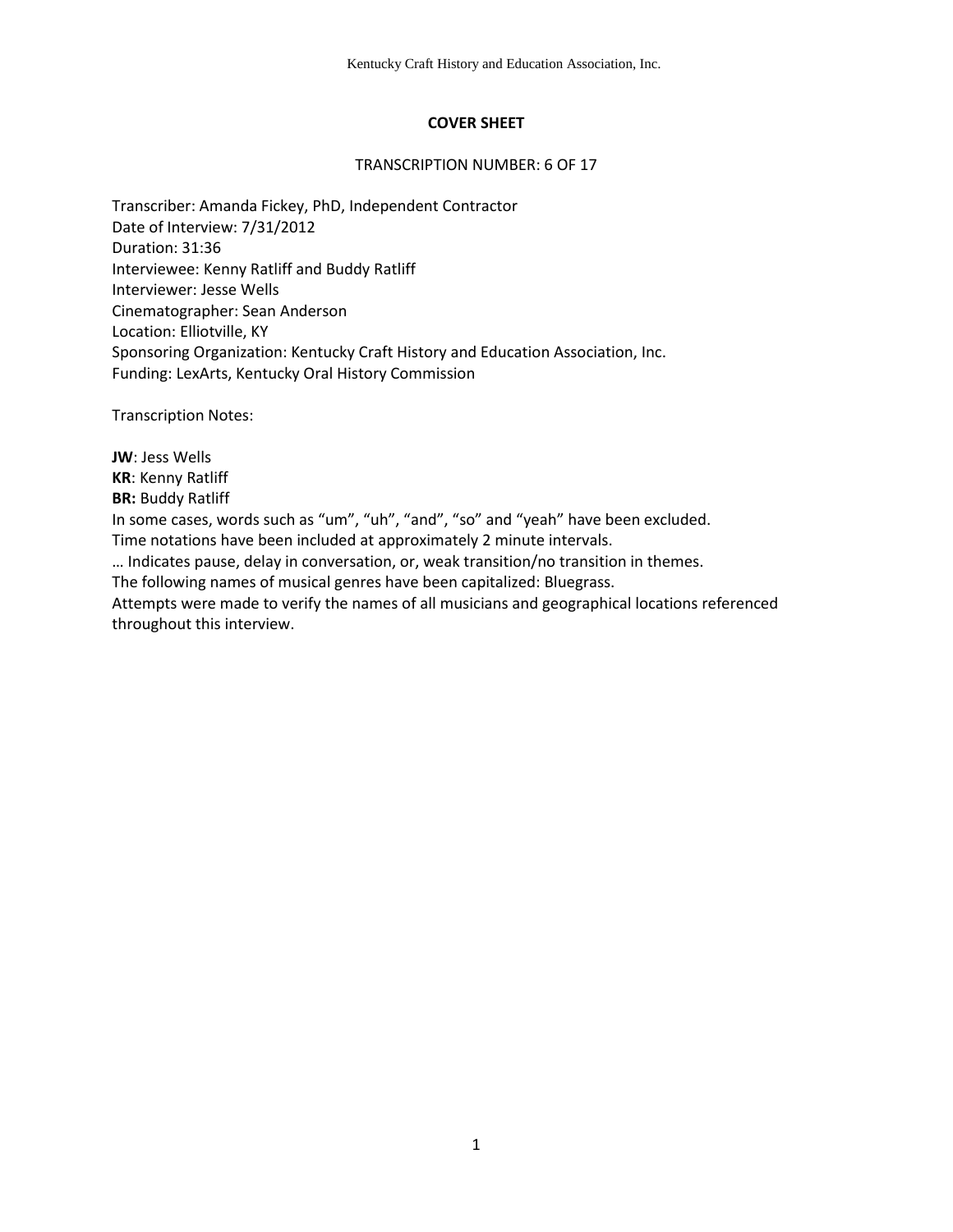## COVER SHEET

TRANSCRIPTION NUMBER: 6 OF 17

Transcriber: Amanda Fickey, PhD, Independent Contractor
Date of Interview: 7/31/2012
Duration: 31:36
Interviewee: Kenny Ratliff and Buddy Ratliff
Interviewer: Jesse Wells
Cinematographer: Sean Anderson
Location: Elliotville, KY
Sponsoring Organization: Kentucky Craft History and Education Association, Inc.
Funding: LexArts, Kentucky Oral History Commission

Transcription Notes:

**JW**: Jess Wells
**KR**: Kenny Ratliff
**BR:** Buddy Ratliff
In some cases, words such as "um", "uh", "and", "so" and "yeah" have been excluded.
Time notations have been included at approximately 2 minute intervals.
… Indicates pause, delay in conversation, or, weak transition/no transition in themes.
The following names of musical genres have been capitalized: Bluegrass.
Attempts were made to verify the names of all musicians and geographical locations referenced throughout this interview.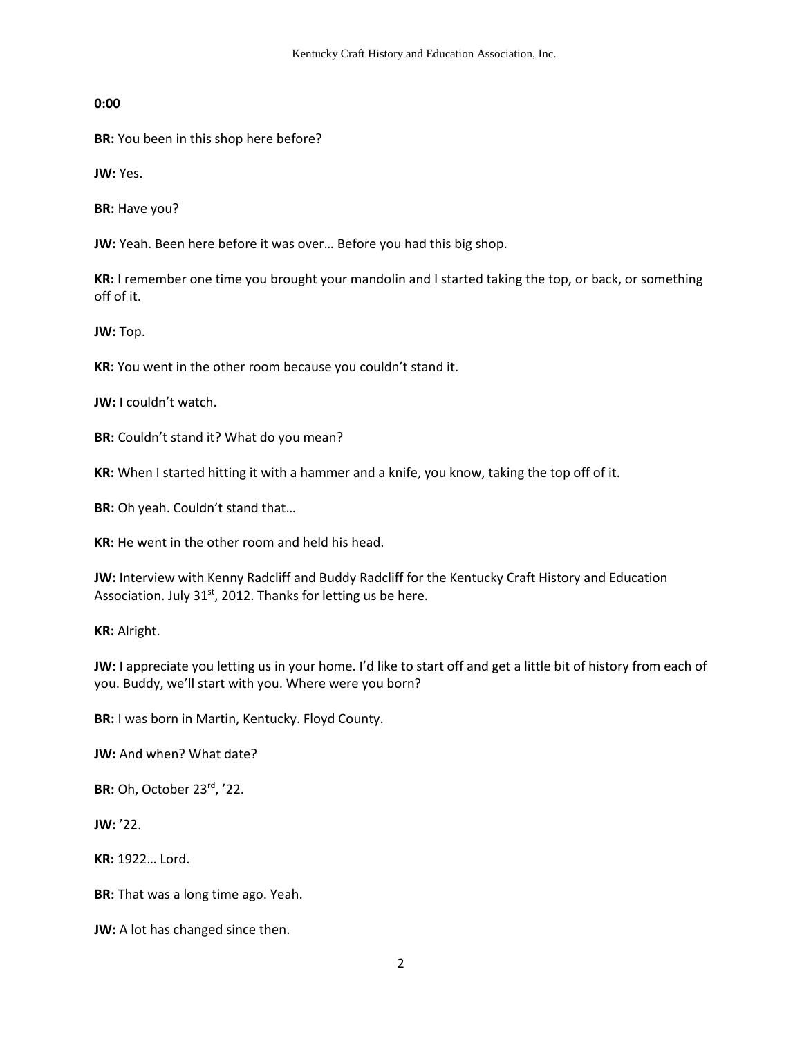**0:00**

**BR:** You been in this shop here before?

**JW:** Yes.

**BR:** Have you?

**JW:** Yeah. Been here before it was over… Before you had this big shop.

**KR:** I remember one time you brought your mandolin and I started taking the top, or back, or something off of it.

**JW:** Top.

**KR:** You went in the other room because you couldn't stand it.

**JW:** I couldn't watch.

**BR:** Couldn't stand it? What do you mean?

**KR:** When I started hitting it with a hammer and a knife, you know, taking the top off of it.

**BR:** Oh yeah. Couldn't stand that…

**KR:** He went in the other room and held his head.

**JW:** Interview with Kenny Radcliff and Buddy Radcliff for the Kentucky Craft History and Education Association. July 31st, 2012. Thanks for letting us be here.

**KR:** Alright.

**JW:** I appreciate you letting us in your home. I'd like to start off and get a little bit of history from each of you. Buddy, we'll start with you. Where were you born?

**BR:** I was born in Martin, Kentucky. Floyd County.

**JW:** And when? What date?

**BR:** Oh, October 23rd, '22.

**JW:** '22.

**KR:** 1922… Lord.

**BR:** That was a long time ago. Yeah.

**JW:** A lot has changed since then.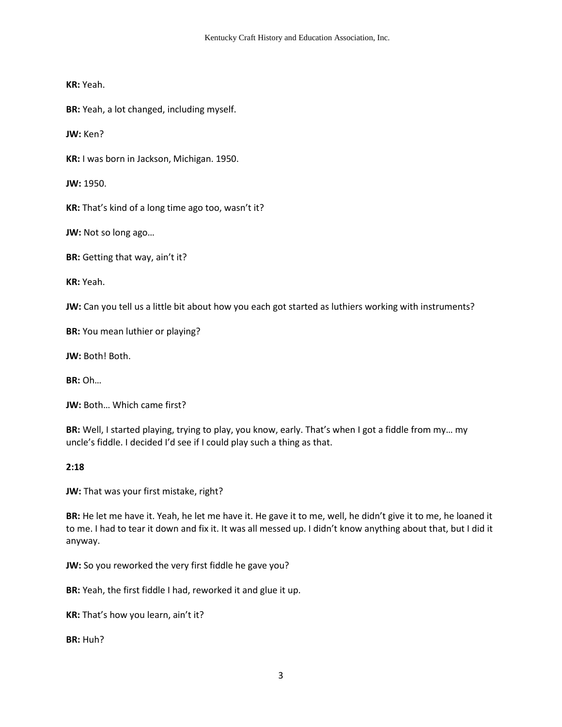**KR:** Yeah.

**BR:** Yeah, a lot changed, including myself.

**JW:** Ken?

**KR:** I was born in Jackson, Michigan. 1950.

**JW:** 1950.

**KR:** That's kind of a long time ago too, wasn't it?

**JW:** Not so long ago…

**BR:** Getting that way, ain't it?

**KR:** Yeah.

**JW:** Can you tell us a little bit about how you each got started as luthiers working with instruments?

**BR:** You mean luthier or playing?

**JW:** Both! Both.

**BR:** Oh…

**JW:** Both… Which came first?

**BR:** Well, I started playing, trying to play, you know, early. That's when I got a fiddle from my… my uncle's fiddle. I decided I'd see if I could play such a thing as that.

**2:18**

**JW:** That was your first mistake, right?

**BR:** He let me have it. Yeah, he let me have it. He gave it to me, well, he didn't give it to me, he loaned it to me. I had to tear it down and fix it. It was all messed up. I didn't know anything about that, but I did it anyway.

**JW:** So you reworked the very first fiddle he gave you?

**BR:** Yeah, the first fiddle I had, reworked it and glue it up.

**KR:** That's how you learn, ain't it?

**BR:** Huh?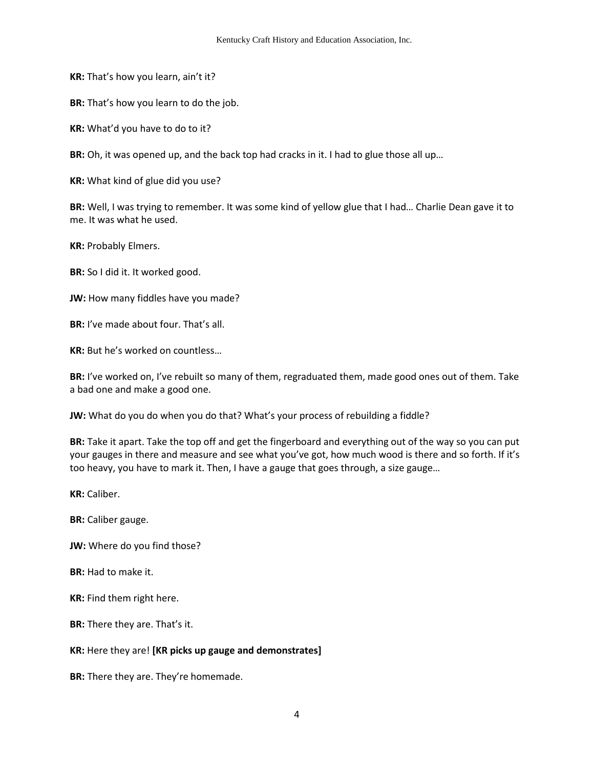**KR:** That's how you learn, ain't it?

**BR:** That's how you learn to do the job.

**KR:** What'd you have to do to it?

**BR:** Oh, it was opened up, and the back top had cracks in it. I had to glue those all up…

**KR:** What kind of glue did you use?

**BR:** Well, I was trying to remember. It was some kind of yellow glue that I had… Charlie Dean gave it to me. It was what he used.

**KR:** Probably Elmers.

**BR:** So I did it. It worked good.

**JW:** How many fiddles have you made?

**BR:** I've made about four. That's all.

**KR:** But he's worked on countless…

**BR:** I've worked on, I've rebuilt so many of them, regraduated them, made good ones out of them. Take a bad one and make a good one.

**JW:** What do you do when you do that? What's your process of rebuilding a fiddle?

**BR:** Take it apart. Take the top off and get the fingerboard and everything out of the way so you can put your gauges in there and measure and see what you've got, how much wood is there and so forth. If it's too heavy, you have to mark it. Then, I have a gauge that goes through, a size gauge…

**KR:** Caliber.

**BR:** Caliber gauge.

**JW:** Where do you find those?

**BR:** Had to make it.

**KR:** Find them right here.

**BR:** There they are. That's it.

**KR:** Here they are! **[KR picks up gauge and demonstrates]**

**BR:** There they are. They're homemade.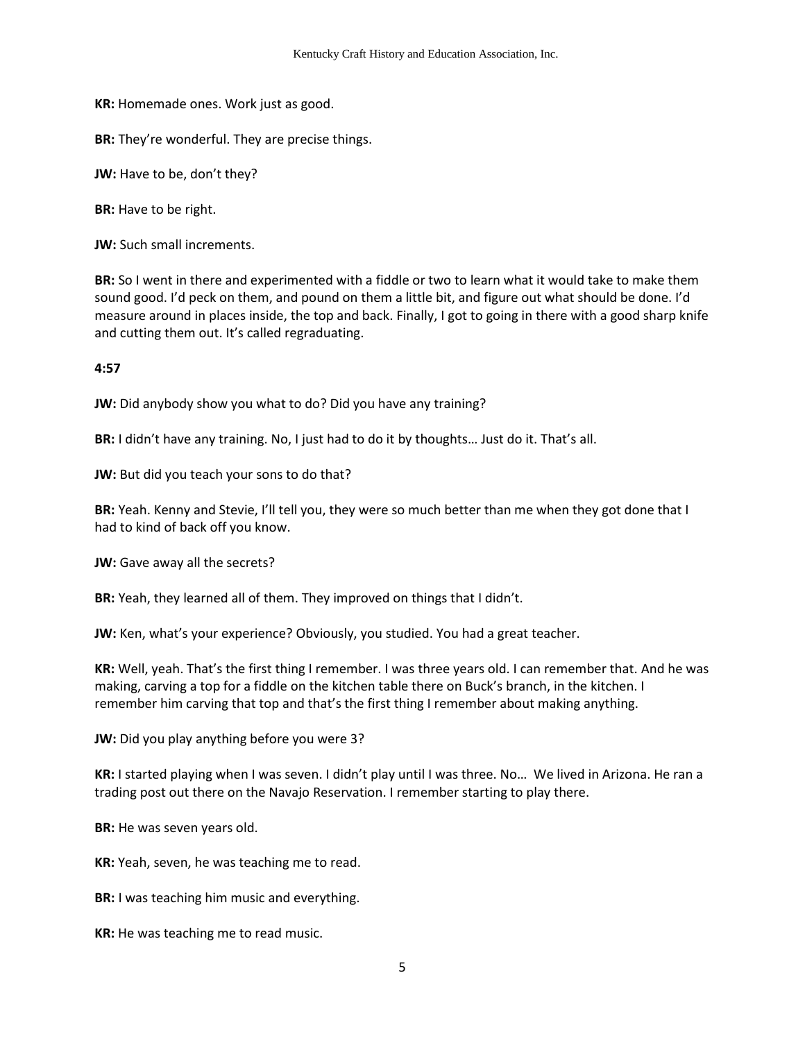**KR:** Homemade ones. Work just as good.

**BR:** They're wonderful. They are precise things.

**JW:** Have to be, don't they?

**BR:** Have to be right.

**JW:** Such small increments.

**BR:** So I went in there and experimented with a fiddle or two to learn what it would take to make them sound good. I'd peck on them, and pound on them a little bit, and figure out what should be done. I'd measure around in places inside, the top and back. Finally, I got to going in there with a good sharp knife and cutting them out. It's called regraduating.

**4:57**

**JW:** Did anybody show you what to do? Did you have any training?

**BR:** I didn't have any training. No, I just had to do it by thoughts… Just do it. That's all.

**JW:** But did you teach your sons to do that?

**BR:** Yeah. Kenny and Stevie, I'll tell you, they were so much better than me when they got done that I had to kind of back off you know.

**JW:** Gave away all the secrets?

**BR:** Yeah, they learned all of them. They improved on things that I didn't.

**JW:** Ken, what's your experience? Obviously, you studied. You had a great teacher.

**KR:** Well, yeah. That's the first thing I remember. I was three years old. I can remember that. And he was making, carving a top for a fiddle on the kitchen table there on Buck's branch, in the kitchen. I remember him carving that top and that's the first thing I remember about making anything.

**JW:** Did you play anything before you were 3?

**KR:** I started playing when I was seven. I didn't play until I was three. No… We lived in Arizona. He ran a trading post out there on the Navajo Reservation. I remember starting to play there.

**BR:** He was seven years old.

**KR:** Yeah, seven, he was teaching me to read.

**BR:** I was teaching him music and everything.

**KR:** He was teaching me to read music.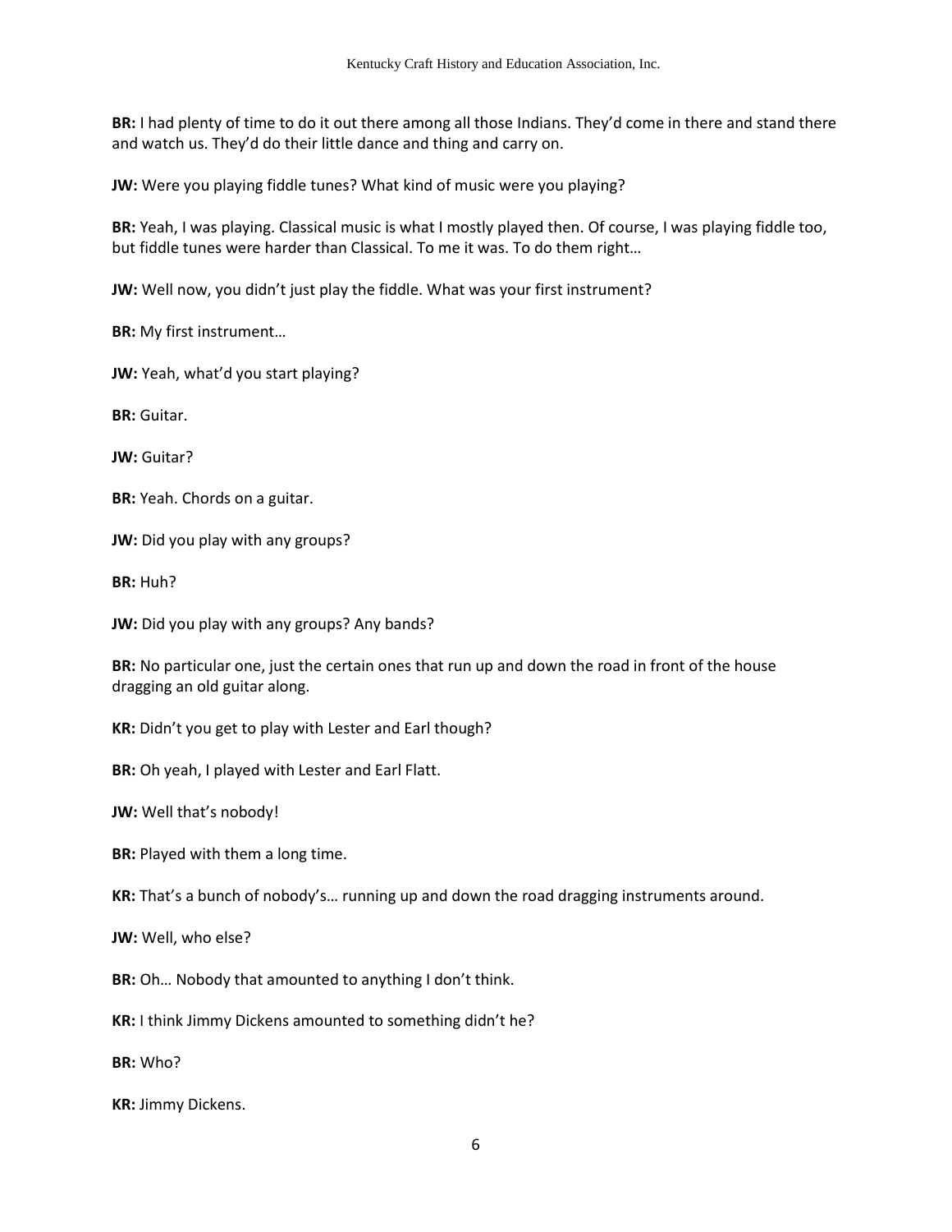**BR:** I had plenty of time to do it out there among all those Indians. They'd come in there and stand there and watch us. They'd do their little dance and thing and carry on.

**JW:** Were you playing fiddle tunes? What kind of music were you playing?

**BR:** Yeah, I was playing. Classical music is what I mostly played then. Of course, I was playing fiddle too, but fiddle tunes were harder than Classical. To me it was. To do them right…

**JW:** Well now, you didn't just play the fiddle. What was your first instrument?

**BR:** My first instrument…

**JW:** Yeah, what'd you start playing?

**BR:** Guitar.

**JW:** Guitar?

**BR:** Yeah. Chords on a guitar.

**JW:** Did you play with any groups?

**BR:** Huh?

**JW:** Did you play with any groups? Any bands?

**BR:** No particular one, just the certain ones that run up and down the road in front of the house dragging an old guitar along.

**KR:** Didn't you get to play with Lester and Earl though?

**BR:** Oh yeah, I played with Lester and Earl Flatt.

**JW:** Well that's nobody!

**BR:** Played with them a long time.

**KR:** That's a bunch of nobody's… running up and down the road dragging instruments around.

**JW:** Well, who else?

**BR:** Oh… Nobody that amounted to anything I don't think.

**KR:** I think Jimmy Dickens amounted to something didn't he?

**BR:** Who?

**KR:** Jimmy Dickens.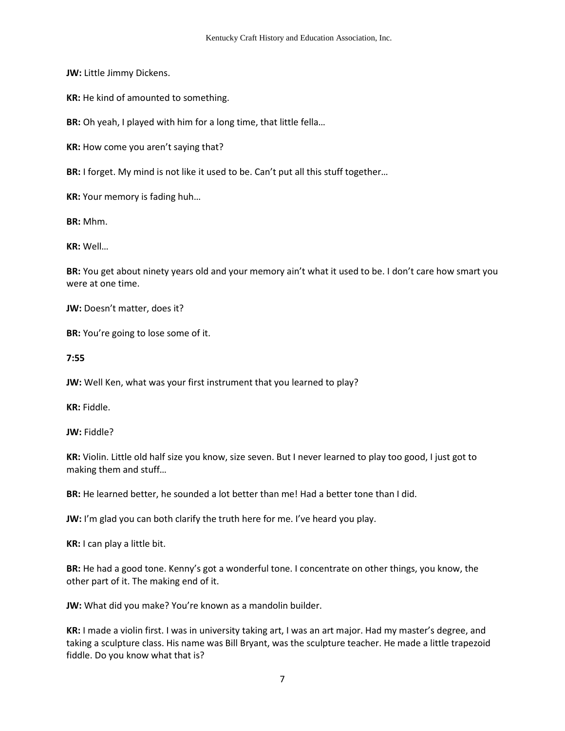**JW:** Little Jimmy Dickens.

**KR:** He kind of amounted to something.

**BR:** Oh yeah, I played with him for a long time, that little fella…

**KR:** How come you aren't saying that?

**BR:** I forget. My mind is not like it used to be. Can't put all this stuff together…

**KR:** Your memory is fading huh…

**BR:** Mhm.

**KR:** Well…

**BR:** You get about ninety years old and your memory ain't what it used to be. I don't care how smart you were at one time.

**JW:** Doesn't matter, does it?

**BR:** You're going to lose some of it.

**7:55**

**JW:** Well Ken, what was your first instrument that you learned to play?

**KR:** Fiddle.

**JW:** Fiddle?

**KR:** Violin. Little old half size you know, size seven. But I never learned to play too good, I just got to making them and stuff…

**BR:** He learned better, he sounded a lot better than me! Had a better tone than I did.

**JW:** I'm glad you can both clarify the truth here for me. I've heard you play.

**KR:** I can play a little bit.

**BR:** He had a good tone. Kenny's got a wonderful tone. I concentrate on other things, you know, the other part of it. The making end of it.

**JW:** What did you make? You're known as a mandolin builder.

**KR:** I made a violin first. I was in university taking art, I was an art major. Had my master's degree, and taking a sculpture class. His name was Bill Bryant, was the sculpture teacher. He made a little trapezoid fiddle. Do you know what that is?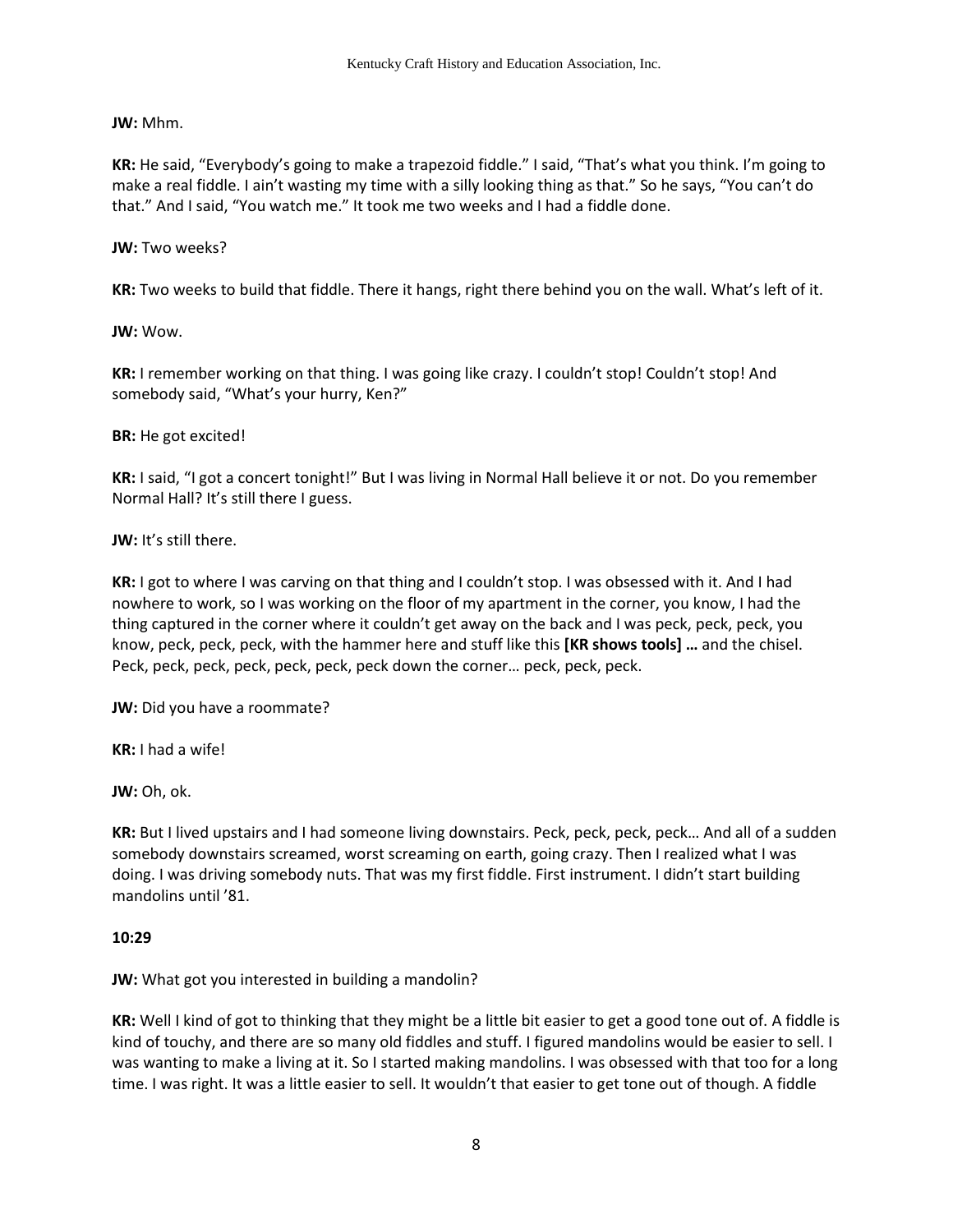**JW:** Mhm.

**KR:** He said, "Everybody's going to make a trapezoid fiddle." I said, "That's what you think. I'm going to make a real fiddle. I ain't wasting my time with a silly looking thing as that." So he says, "You can't do that." And I said, "You watch me." It took me two weeks and I had a fiddle done.

**JW:** Two weeks?

**KR:** Two weeks to build that fiddle. There it hangs, right there behind you on the wall. What's left of it.

**JW:** Wow.

**KR:** I remember working on that thing. I was going like crazy. I couldn't stop! Couldn't stop! And somebody said, "What's your hurry, Ken?"

**BR:** He got excited!

**KR:** I said, "I got a concert tonight!" But I was living in Normal Hall believe it or not. Do you remember Normal Hall? It's still there I guess.

**JW:** It's still there.

**KR:** I got to where I was carving on that thing and I couldn't stop. I was obsessed with it. And I had nowhere to work, so I was working on the floor of my apartment in the corner, you know, I had the thing captured in the corner where it couldn't get away on the back and I was peck, peck, peck, you know, peck, peck, peck, with the hammer here and stuff like this **[KR shows tools] …** and the chisel. Peck, peck, peck, peck, peck, peck, peck down the corner… peck, peck, peck.

**JW:** Did you have a roommate?

**KR:** I had a wife!

**JW:** Oh, ok.

**KR:** But I lived upstairs and I had someone living downstairs. Peck, peck, peck, peck… And all of a sudden somebody downstairs screamed, worst screaming on earth, going crazy. Then I realized what I was doing. I was driving somebody nuts. That was my first fiddle. First instrument. I didn't start building mandolins until '81.

**10:29**

**JW:** What got you interested in building a mandolin?

**KR:** Well I kind of got to thinking that they might be a little bit easier to get a good tone out of. A fiddle is kind of touchy, and there are so many old fiddles and stuff. I figured mandolins would be easier to sell. I was wanting to make a living at it. So I started making mandolins. I was obsessed with that too for a long time. I was right. It was a little easier to sell. It wouldn't that easier to get tone out of though. A fiddle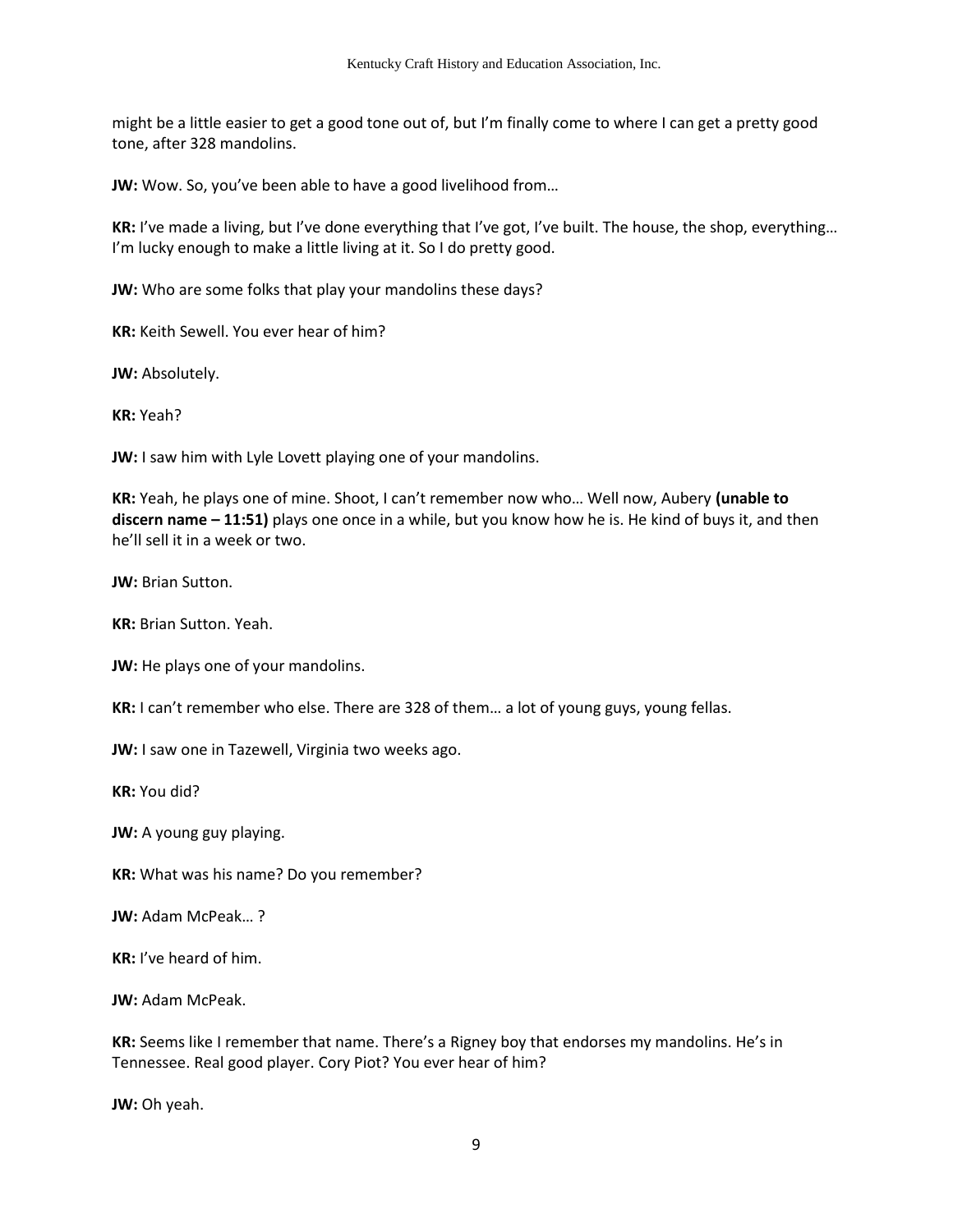might be a little easier to get a good tone out of, but I'm finally come to where I can get a pretty good tone, after 328 mandolins.

**JW:** Wow. So, you've been able to have a good livelihood from…

**KR:** I've made a living, but I've done everything that I've got, I've built. The house, the shop, everything… I'm lucky enough to make a little living at it. So I do pretty good.

**JW:** Who are some folks that play your mandolins these days?

**KR:** Keith Sewell. You ever hear of him?

**JW:** Absolutely.

**KR:** Yeah?

**JW:** I saw him with Lyle Lovett playing one of your mandolins.

**KR:** Yeah, he plays one of mine. Shoot, I can't remember now who… Well now, Aubery **(unable to discern name – 11:51)** plays one once in a while, but you know how he is. He kind of buys it, and then he'll sell it in a week or two.

**JW:** Brian Sutton.

**KR:** Brian Sutton. Yeah.

**JW:** He plays one of your mandolins.

**KR:** I can't remember who else. There are 328 of them… a lot of young guys, young fellas.

**JW:** I saw one in Tazewell, Virginia two weeks ago.

**KR:** You did?

**JW:** A young guy playing.

**KR:** What was his name? Do you remember?

**JW:** Adam McPeak… ?

**KR:** I've heard of him.

**JW:** Adam McPeak.

**KR:** Seems like I remember that name. There's a Rigney boy that endorses my mandolins. He's in Tennessee. Real good player. Cory Piot? You ever hear of him?

**JW:** Oh yeah.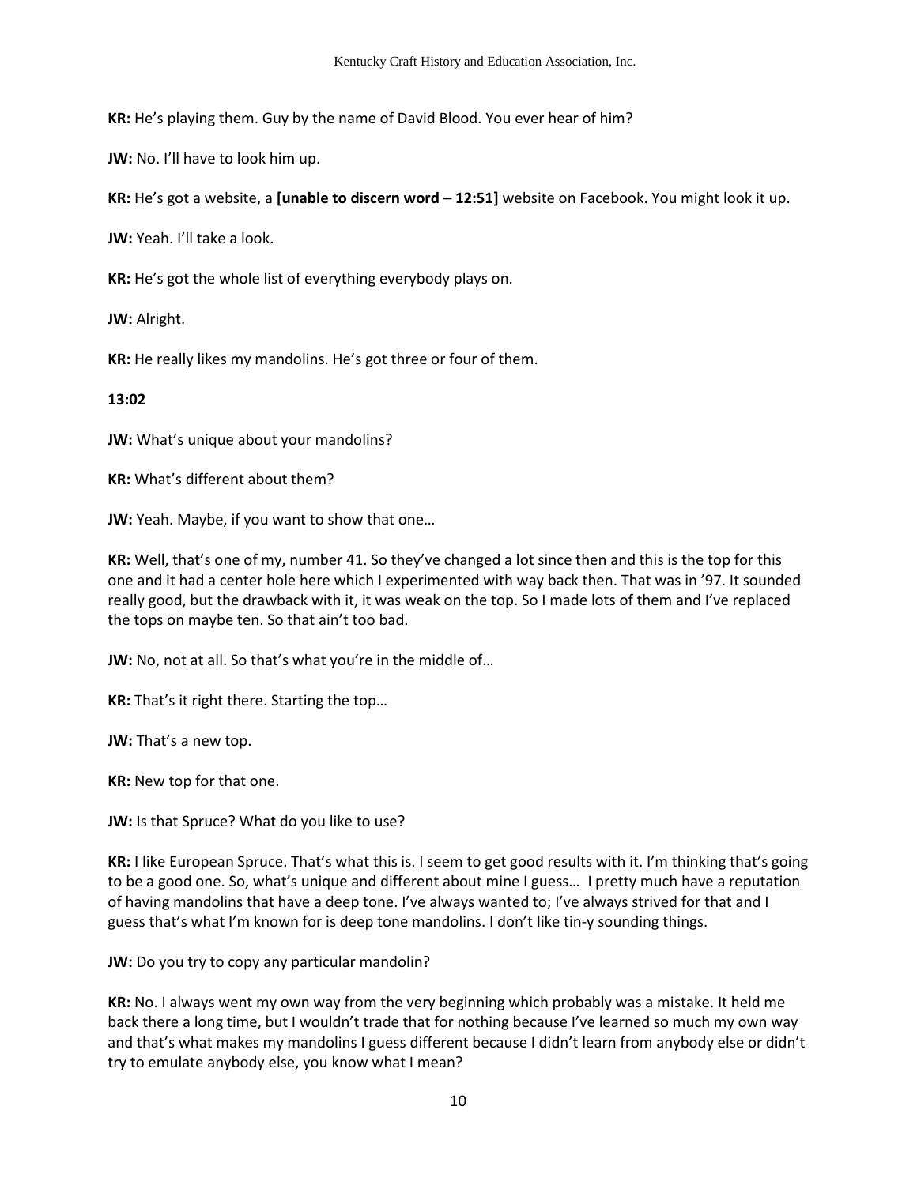**KR:** He's playing them. Guy by the name of David Blood. You ever hear of him?

**JW:** No. I'll have to look him up.

**KR:** He's got a website, a **[unable to discern word – 12:51]** website on Facebook. You might look it up.

**JW:** Yeah. I'll take a look.

**KR:** He's got the whole list of everything everybody plays on.

**JW:** Alright.

**KR:** He really likes my mandolins. He's got three or four of them.

**13:02**

**JW:** What's unique about your mandolins?

**KR:** What's different about them?

**JW:** Yeah. Maybe, if you want to show that one…

**KR:** Well, that's one of my, number 41. So they've changed a lot since then and this is the top for this one and it had a center hole here which I experimented with way back then. That was in '97. It sounded really good, but the drawback with it, it was weak on the top. So I made lots of them and I've replaced the tops on maybe ten. So that ain't too bad.

**JW:** No, not at all. So that's what you're in the middle of…

**KR:** That's it right there. Starting the top…

**JW:** That's a new top.

**KR:** New top for that one.

**JW:** Is that Spruce? What do you like to use?

**KR:** I like European Spruce. That's what this is. I seem to get good results with it. I'm thinking that's going to be a good one. So, what's unique and different about mine I guess… I pretty much have a reputation of having mandolins that have a deep tone. I've always wanted to; I've always strived for that and I guess that's what I'm known for is deep tone mandolins. I don't like tin-y sounding things.

**JW:** Do you try to copy any particular mandolin?

**KR:** No. I always went my own way from the very beginning which probably was a mistake. It held me back there a long time, but I wouldn't trade that for nothing because I've learned so much my own way and that's what makes my mandolins I guess different because I didn't learn from anybody else or didn't try to emulate anybody else, you know what I mean?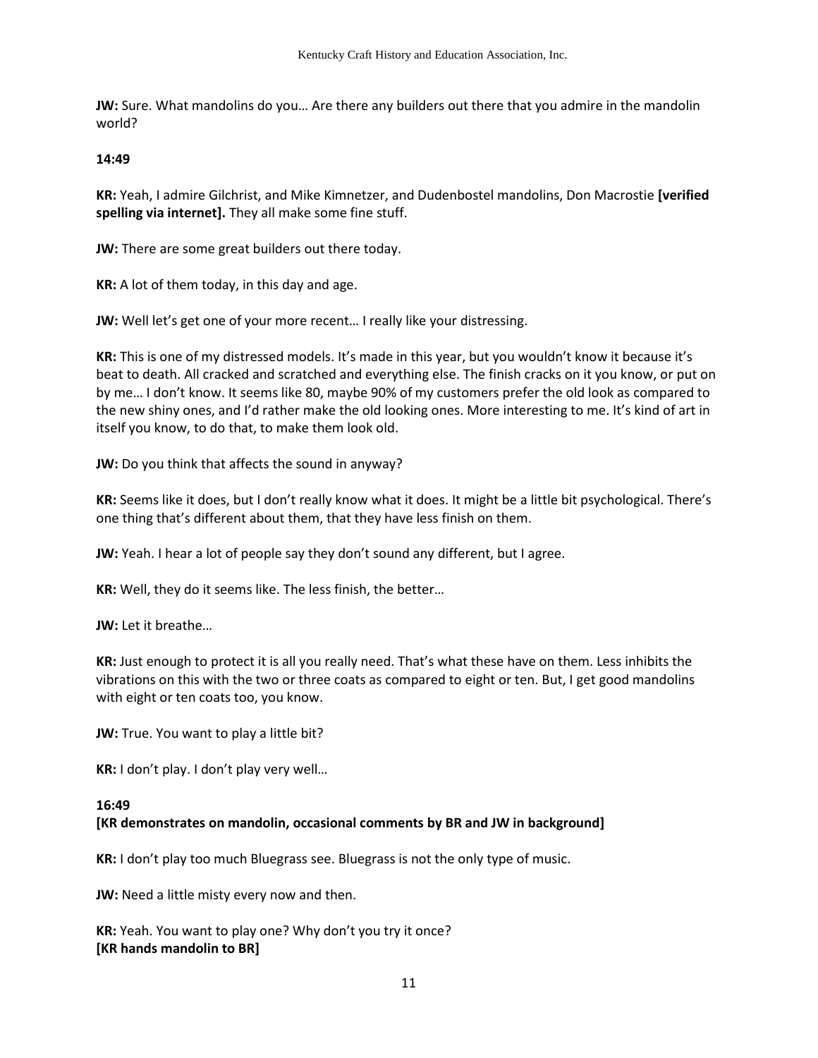**JW:** Sure. What mandolins do you… Are there any builders out there that you admire in the mandolin world?

**14:49**

**KR:** Yeah, I admire Gilchrist, and Mike Kimnetzer, and Dudenbostel mandolins, Don Macrostie **[verified spelling via internet].** They all make some fine stuff.

**JW:** There are some great builders out there today.

**KR:** A lot of them today, in this day and age.

**JW:** Well let's get one of your more recent… I really like your distressing.

**KR:** This is one of my distressed models. It's made in this year, but you wouldn't know it because it's beat to death. All cracked and scratched and everything else. The finish cracks on it you know, or put on by me… I don't know. It seems like 80, maybe 90% of my customers prefer the old look as compared to the new shiny ones, and I'd rather make the old looking ones. More interesting to me. It's kind of art in itself you know, to do that, to make them look old.

**JW:** Do you think that affects the sound in anyway?

**KR:** Seems like it does, but I don't really know what it does. It might be a little bit psychological. There's one thing that's different about them, that they have less finish on them.

**JW:** Yeah. I hear a lot of people say they don't sound any different, but I agree.

**KR:** Well, they do it seems like. The less finish, the better…

**JW:** Let it breathe…

**KR:** Just enough to protect it is all you really need. That's what these have on them. Less inhibits the vibrations on this with the two or three coats as compared to eight or ten. But, I get good mandolins with eight or ten coats too, you know.

**JW:** True. You want to play a little bit?

**KR:** I don't play. I don't play very well…

**16:49**
**[KR demonstrates on mandolin, occasional comments by BR and JW in background]**

**KR:** I don't play too much Bluegrass see. Bluegrass is not the only type of music.

**JW:** Need a little misty every now and then.

**KR:** Yeah. You want to play one? Why don't you try it once?
**[KR hands mandolin to BR]**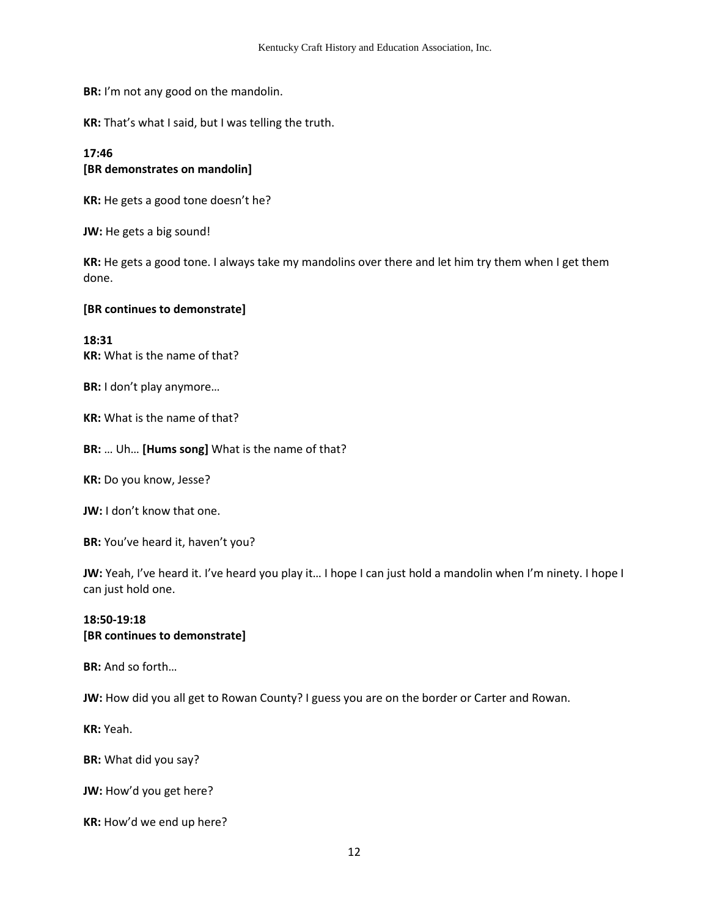**BR:** I'm not any good on the mandolin.

**KR:** That's what I said, but I was telling the truth.

**17:46**
**[BR demonstrates on mandolin]**

**KR:** He gets a good tone doesn't he?

**JW:** He gets a big sound!

**KR:** He gets a good tone. I always take my mandolins over there and let him try them when I get them done.

**[BR continues to demonstrate]**

**18:31**
**KR:** What is the name of that?

**BR:** I don't play anymore…

**KR:** What is the name of that?

**BR:** … Uh… **[Hums song]** What is the name of that?

**KR:** Do you know, Jesse?

**JW:** I don't know that one.

**BR:** You've heard it, haven't you?

**JW:** Yeah, I've heard it. I've heard you play it… I hope I can just hold a mandolin when I'm ninety. I hope I can just hold one.

**18:50-19:18**
**[BR continues to demonstrate]**

**BR:** And so forth…

**JW:** How did you all get to Rowan County? I guess you are on the border or Carter and Rowan.

**KR:** Yeah.

**BR:** What did you say?

**JW:** How'd you get here?

**KR:** How'd we end up here?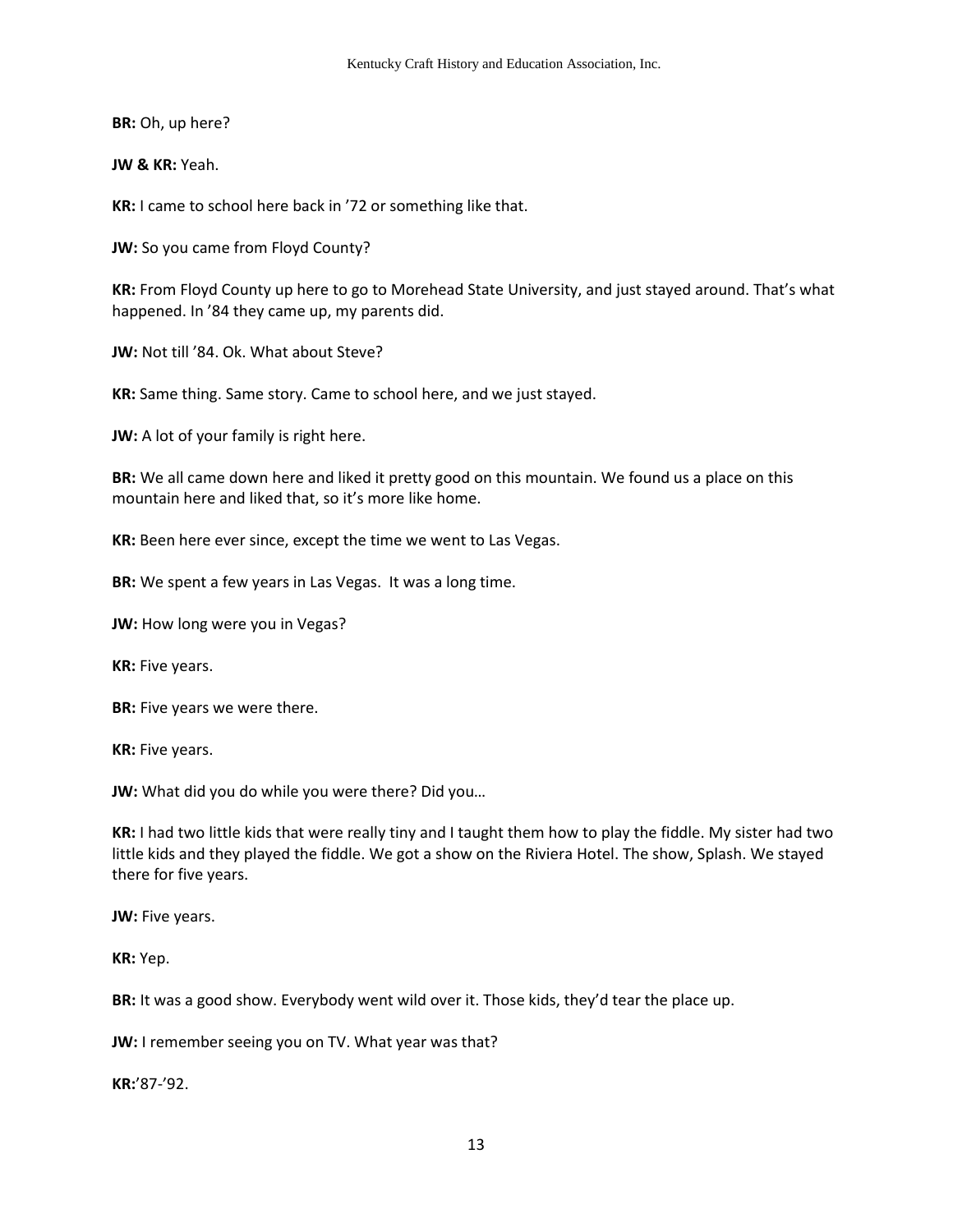**BR:** Oh, up here?

**JW & KR:** Yeah.

**KR:** I came to school here back in ’72 or something like that.

**JW:** So you came from Floyd County?

**KR:** From Floyd County up here to go to Morehead State University, and just stayed around. That’s what happened. In ’84 they came up, my parents did.

**JW:** Not till ’84. Ok. What about Steve?

**KR:** Same thing. Same story. Came to school here, and we just stayed.

**JW:** A lot of your family is right here.

**BR:** We all came down here and liked it pretty good on this mountain. We found us a place on this mountain here and liked that, so it’s more like home.

**KR:** Been here ever since, except the time we went to Las Vegas.

**BR:** We spent a few years in Las Vegas. It was a long time.

**JW:** How long were you in Vegas?

**KR:** Five years.

**BR:** Five years we were there.

**KR:** Five years.

**JW:** What did you do while you were there? Did you…

**KR:** I had two little kids that were really tiny and I taught them how to play the fiddle. My sister had two little kids and they played the fiddle. We got a show on the Riviera Hotel. The show, Splash. We stayed there for five years.

**JW:** Five years.

**KR:** Yep.

**BR:** It was a good show. Everybody went wild over it. Those kids, they’d tear the place up.

**JW:** I remember seeing you on TV. What year was that?

**KR:**’87-’92.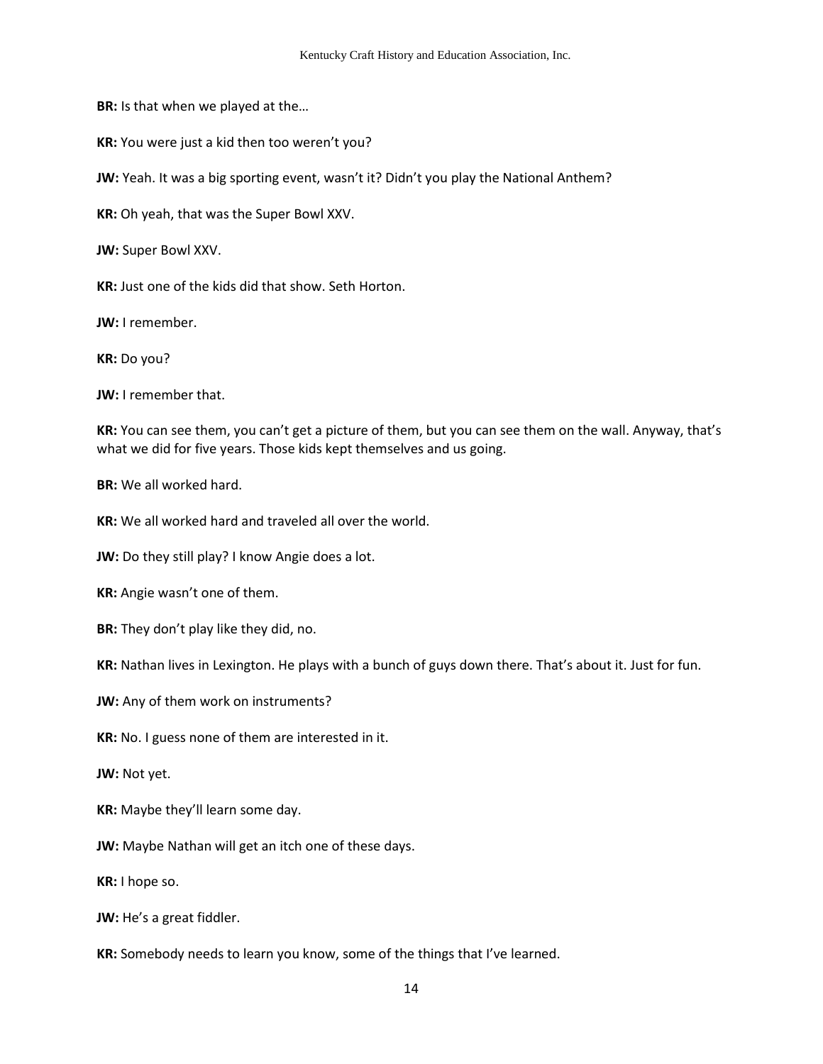**BR:** Is that when we played at the…

**KR:** You were just a kid then too weren't you?

**JW:** Yeah. It was a big sporting event, wasn't it? Didn't you play the National Anthem?

**KR:** Oh yeah, that was the Super Bowl XXV.

**JW:** Super Bowl XXV.

**KR:** Just one of the kids did that show. Seth Horton.

**JW:** I remember.

**KR:** Do you?

**JW:** I remember that.

**KR:** You can see them, you can't get a picture of them, but you can see them on the wall. Anyway, that's what we did for five years. Those kids kept themselves and us going.

**BR:** We all worked hard.

**KR:** We all worked hard and traveled all over the world.

**JW:** Do they still play? I know Angie does a lot.

**KR:** Angie wasn't one of them.

**BR:** They don't play like they did, no.

**KR:** Nathan lives in Lexington. He plays with a bunch of guys down there. That's about it. Just for fun.

**JW:** Any of them work on instruments?

**KR:** No. I guess none of them are interested in it.

**JW:** Not yet.

**KR:** Maybe they'll learn some day.

**JW:** Maybe Nathan will get an itch one of these days.

**KR:** I hope so.

**JW:** He's a great fiddler.

**KR:** Somebody needs to learn you know, some of the things that I've learned.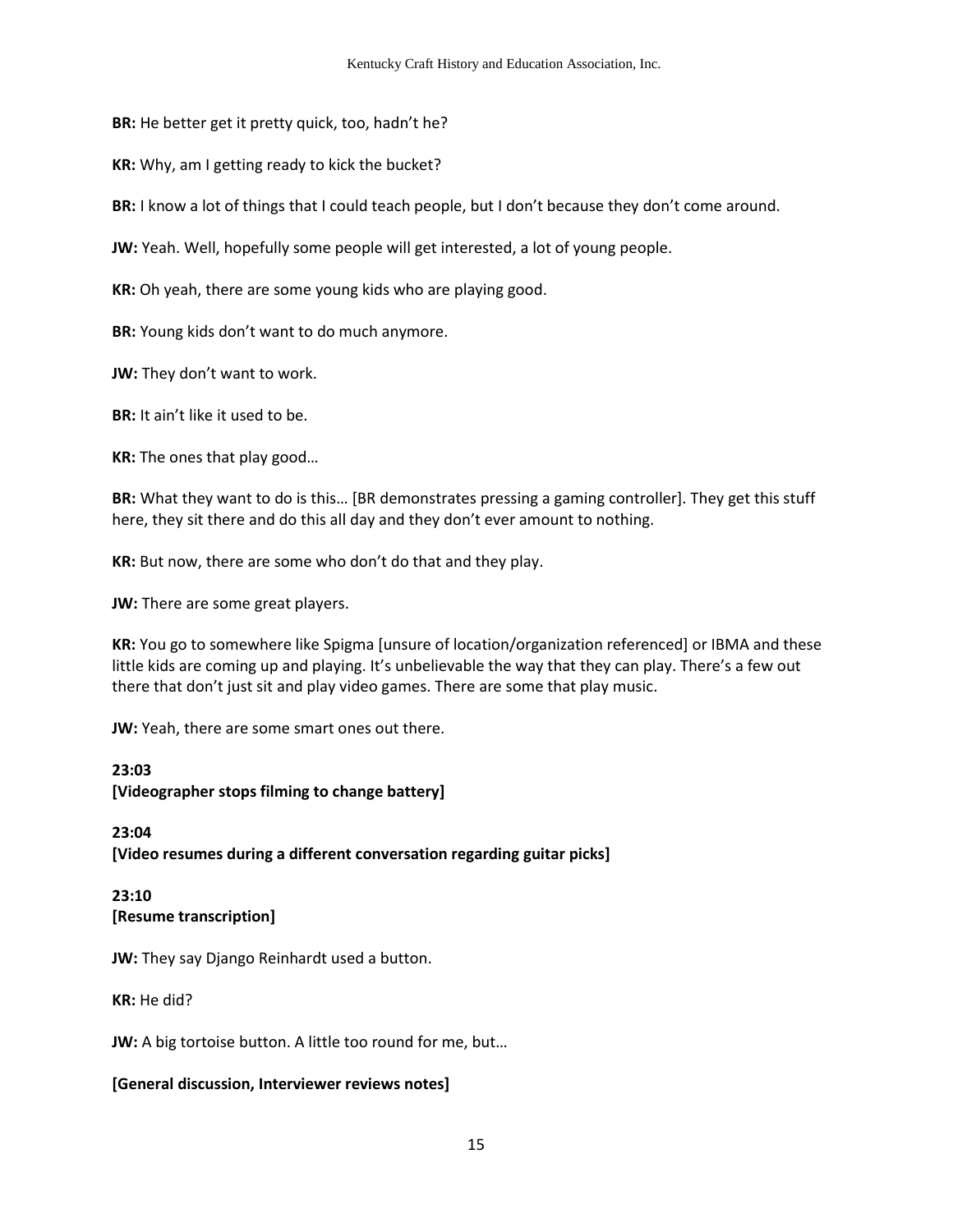**BR:** He better get it pretty quick, too, hadn't he?

**KR:** Why, am I getting ready to kick the bucket?

**BR:** I know a lot of things that I could teach people, but I don't because they don't come around.

**JW:** Yeah. Well, hopefully some people will get interested, a lot of young people.

**KR:** Oh yeah, there are some young kids who are playing good.

**BR:** Young kids don't want to do much anymore.

**JW:** They don't want to work.

**BR:** It ain't like it used to be.

**KR:** The ones that play good…

**BR:** What they want to do is this… [BR demonstrates pressing a gaming controller]. They get this stuff here, they sit there and do this all day and they don't ever amount to nothing.

**KR:** But now, there are some who don't do that and they play.

**JW:** There are some great players.

**KR:** You go to somewhere like Spigma [unsure of location/organization referenced] or IBMA and these little kids are coming up and playing. It's unbelievable the way that they can play. There's a few out there that don't just sit and play video games. There are some that play music.

**JW:** Yeah, there are some smart ones out there.

**23:03**
**[Videographer stops filming to change battery]**

**23:04**
**[Video resumes during a different conversation regarding guitar picks]**

**23:10**
**[Resume transcription]**

**JW:** They say Django Reinhardt used a button.

**KR:** He did?

**JW:** A big tortoise button. A little too round for me, but…

**[General discussion, Interviewer reviews notes]**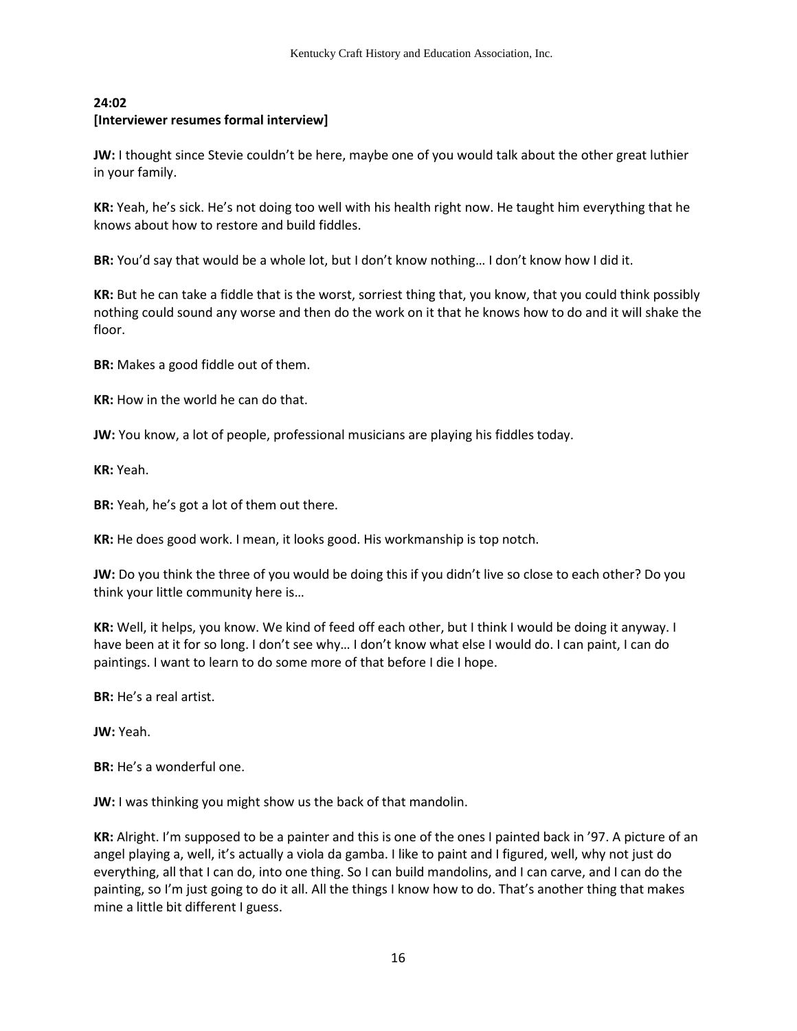**24:02**
**[Interviewer resumes formal interview]**

**JW:** I thought since Stevie couldn't be here, maybe one of you would talk about the other great luthier in your family.

**KR:** Yeah, he's sick. He's not doing too well with his health right now. He taught him everything that he knows about how to restore and build fiddles.

**BR:** You'd say that would be a whole lot, but I don't know nothing… I don't know how I did it.

**KR:** But he can take a fiddle that is the worst, sorriest thing that, you know, that you could think possibly nothing could sound any worse and then do the work on it that he knows how to do and it will shake the floor.

**BR:** Makes a good fiddle out of them.

**KR:** How in the world he can do that.

**JW:** You know, a lot of people, professional musicians are playing his fiddles today.

**KR:** Yeah.

**BR:** Yeah, he's got a lot of them out there.

**KR:** He does good work. I mean, it looks good. His workmanship is top notch.

**JW:** Do you think the three of you would be doing this if you didn't live so close to each other? Do you think your little community here is…

**KR:** Well, it helps, you know. We kind of feed off each other, but I think I would be doing it anyway. I have been at it for so long. I don't see why… I don't know what else I would do. I can paint, I can do paintings. I want to learn to do some more of that before I die I hope.

**BR:** He's a real artist.

**JW:** Yeah.

**BR:** He's a wonderful one.

**JW:** I was thinking you might show us the back of that mandolin.

**KR:** Alright. I'm supposed to be a painter and this is one of the ones I painted back in '97. A picture of an angel playing a, well, it's actually a viola da gamba. I like to paint and I figured, well, why not just do everything, all that I can do, into one thing. So I can build mandolins, and I can carve, and I can do the painting, so I'm just going to do it all. All the things I know how to do. That's another thing that makes mine a little bit different I guess.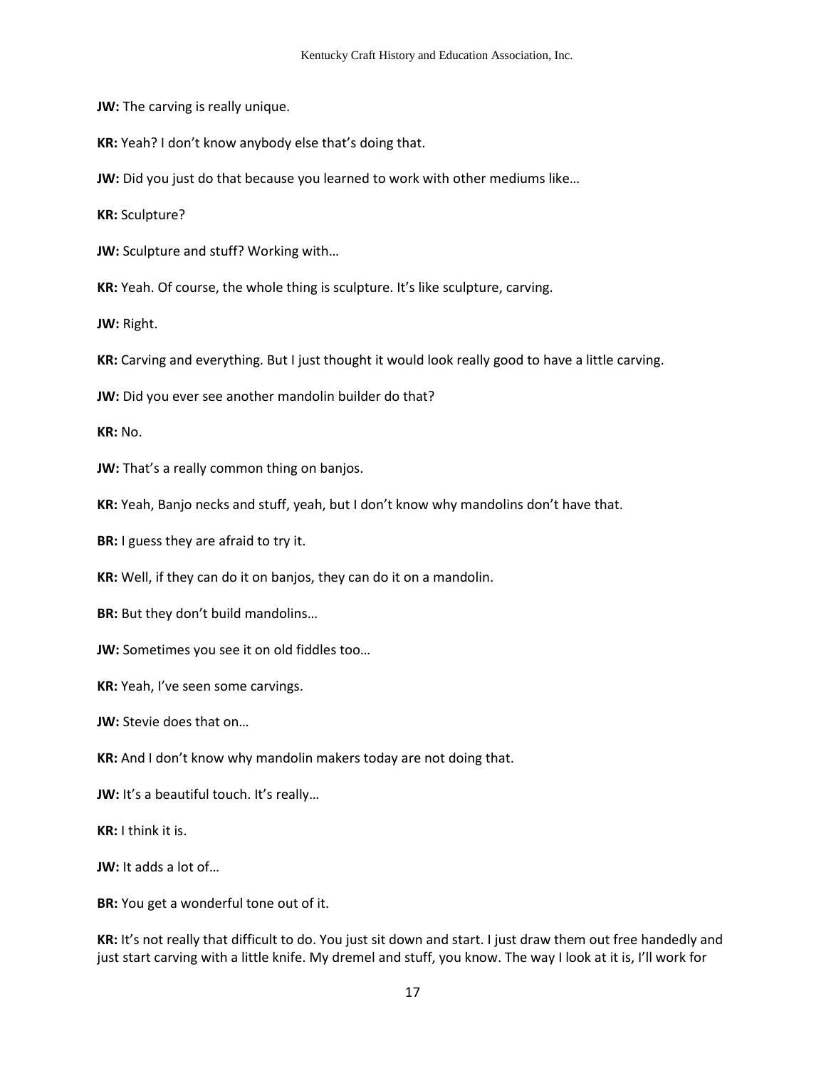**JW:** The carving is really unique.

**KR:** Yeah? I don't know anybody else that's doing that.

**JW:** Did you just do that because you learned to work with other mediums like…

**KR:** Sculpture?

**JW:** Sculpture and stuff? Working with…

**KR:** Yeah. Of course, the whole thing is sculpture. It's like sculpture, carving.

**JW:** Right.

**KR:** Carving and everything. But I just thought it would look really good to have a little carving.

**JW:** Did you ever see another mandolin builder do that?

**KR:** No.

**JW:** That's a really common thing on banjos.

**KR:** Yeah, Banjo necks and stuff, yeah, but I don't know why mandolins don't have that.

**BR:** I guess they are afraid to try it.

**KR:** Well, if they can do it on banjos, they can do it on a mandolin.

**BR:** But they don't build mandolins…

**JW:** Sometimes you see it on old fiddles too…

**KR:** Yeah, I've seen some carvings.

**JW:** Stevie does that on…

**KR:** And I don't know why mandolin makers today are not doing that.

**JW:** It's a beautiful touch. It's really…

**KR:** I think it is.

**JW:** It adds a lot of…

**BR:** You get a wonderful tone out of it.

**KR:** It's not really that difficult to do. You just sit down and start. I just draw them out free handedly and just start carving with a little knife. My dremel and stuff, you know. The way I look at it is, I'll work for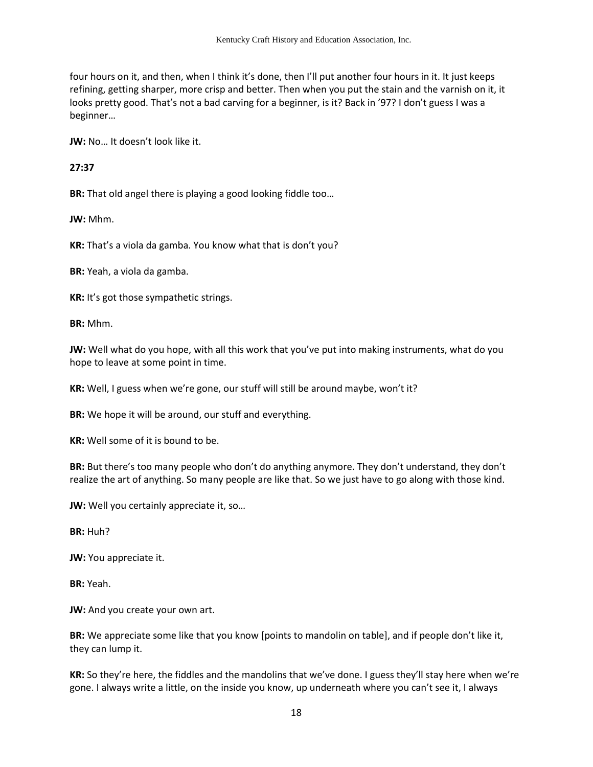four hours on it, and then, when I think it's done, then I'll put another four hours in it. It just keeps refining, getting sharper, more crisp and better. Then when you put the stain and the varnish on it, it looks pretty good. That's not a bad carving for a beginner, is it? Back in '97? I don't guess I was a beginner…

**JW:** No… It doesn't look like it.

**27:37**

**BR:** That old angel there is playing a good looking fiddle too…

**JW:** Mhm.

**KR:** That's a viola da gamba. You know what that is don't you?

**BR:** Yeah, a viola da gamba.

**KR:** It's got those sympathetic strings.

**BR:** Mhm.

**JW:** Well what do you hope, with all this work that you've put into making instruments, what do you hope to leave at some point in time.

**KR:** Well, I guess when we're gone, our stuff will still be around maybe, won't it?

**BR:** We hope it will be around, our stuff and everything.

**KR:** Well some of it is bound to be.

**BR:** But there's too many people who don't do anything anymore. They don't understand, they don't realize the art of anything. So many people are like that. So we just have to go along with those kind.

**JW:** Well you certainly appreciate it, so…

**BR:** Huh?

**JW:** You appreciate it.

**BR:** Yeah.

**JW:** And you create your own art.

**BR:** We appreciate some like that you know [points to mandolin on table], and if people don't like it, they can lump it.

**KR:** So they're here, the fiddles and the mandolins that we've done. I guess they'll stay here when we're gone. I always write a little, on the inside you know, up underneath where you can't see it, I always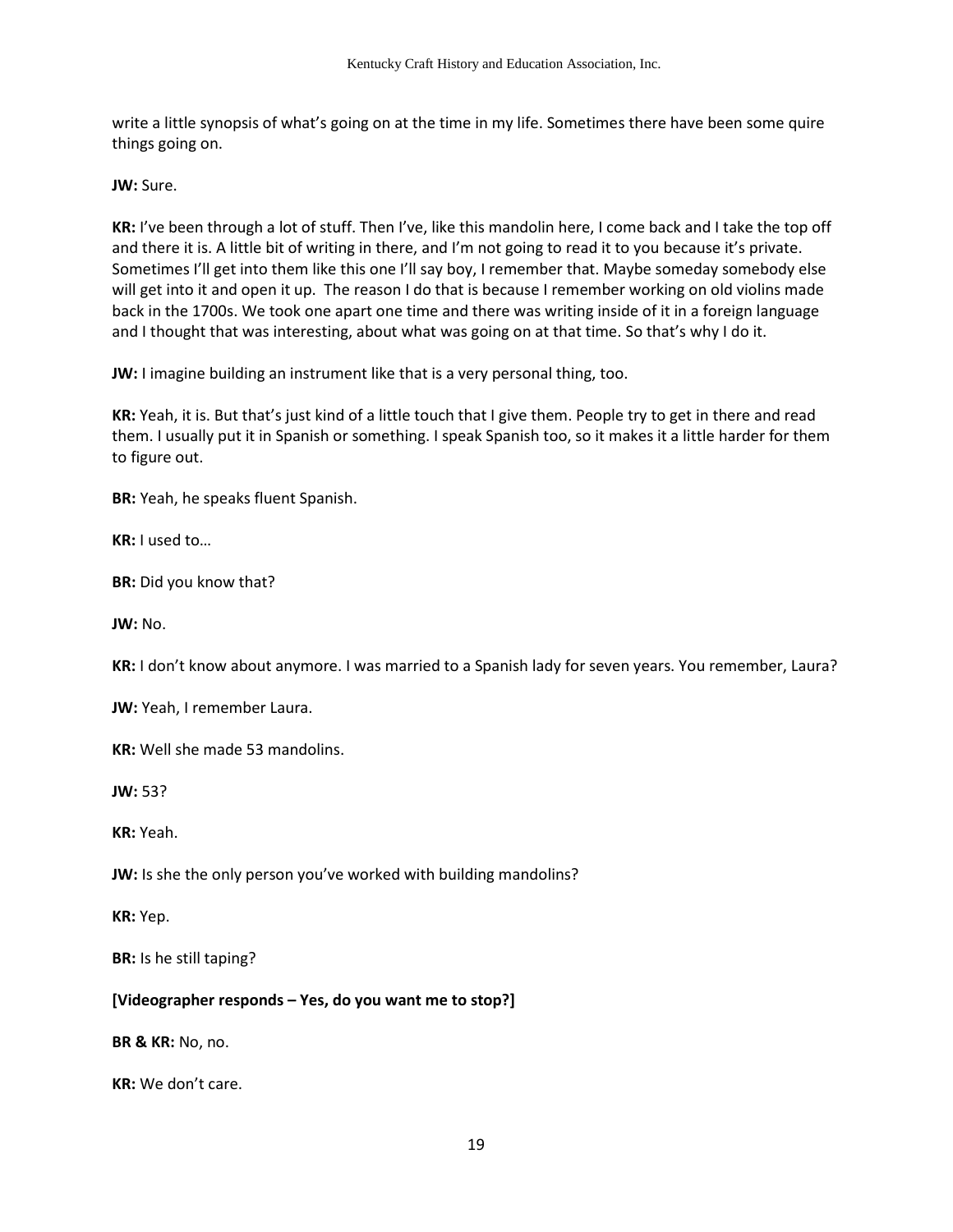write a little synopsis of what's going on at the time in my life. Sometimes there have been some quire things going on.

**JW:** Sure.

**KR:** I've been through a lot of stuff. Then I've, like this mandolin here, I come back and I take the top off and there it is. A little bit of writing in there, and I'm not going to read it to you because it's private. Sometimes I'll get into them like this one I'll say boy, I remember that. Maybe someday somebody else will get into it and open it up. The reason I do that is because I remember working on old violins made back in the 1700s. We took one apart one time and there was writing inside of it in a foreign language and I thought that was interesting, about what was going on at that time. So that's why I do it.

**JW:** I imagine building an instrument like that is a very personal thing, too.

**KR:** Yeah, it is. But that's just kind of a little touch that I give them. People try to get in there and read them. I usually put it in Spanish or something. I speak Spanish too, so it makes it a little harder for them to figure out.

**BR:** Yeah, he speaks fluent Spanish.

**KR:** I used to…

**BR:** Did you know that?

**JW:** No.

**KR:** I don't know about anymore. I was married to a Spanish lady for seven years. You remember, Laura?

**JW:** Yeah, I remember Laura.

**KR:** Well she made 53 mandolins.

**JW:** 53?

**KR:** Yeah.

**JW:** Is she the only person you've worked with building mandolins?

**KR:** Yep.

**BR:** Is he still taping?

**[Videographer responds – Yes, do you want me to stop?]**

**BR & KR:** No, no.

**KR:** We don't care.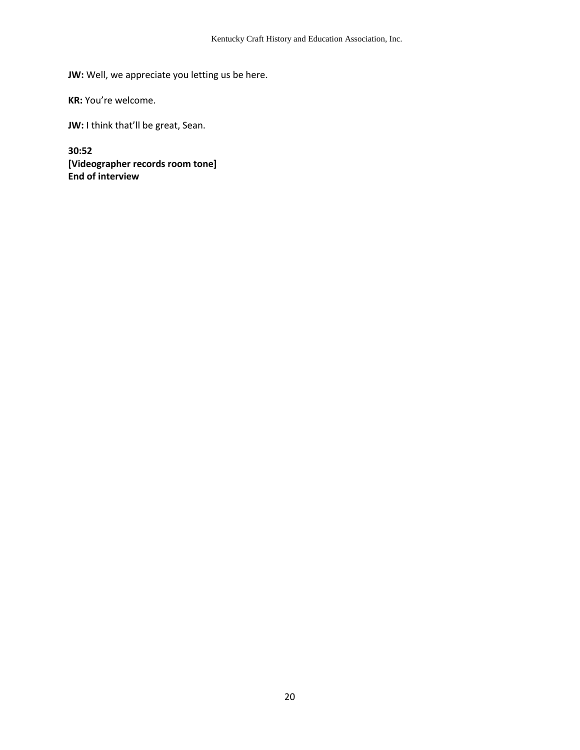**JW:** Well, we appreciate you letting us be here.

**KR:** You're welcome.

**JW:** I think that'll be great, Sean.

**30:52**
**[Videographer records room tone]**
**End of interview**